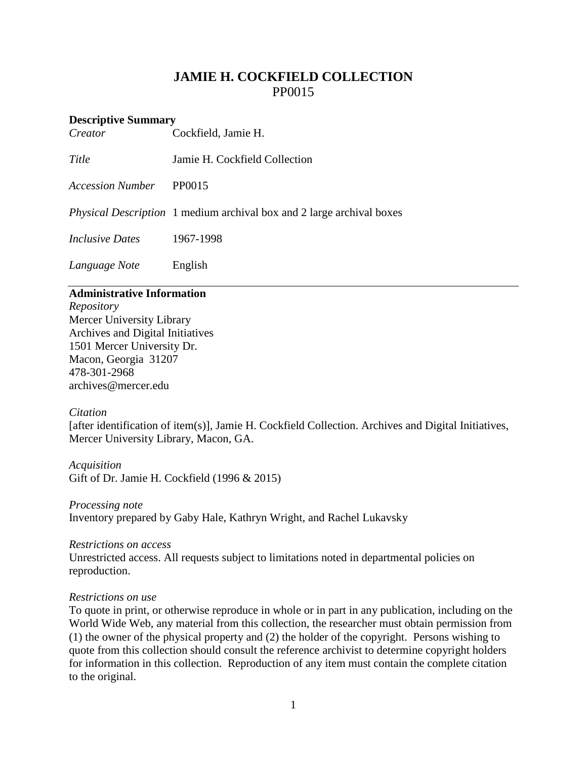# JAMIE H. COCKFIELD COLLECTION

PP0015

## Descriptive Summary

| | |
|---|---|
| *Creator* | Cockfield, Jamie H. |
| *Title* | Jamie H. Cockfield Collection |
| *Accession Number* | PP0015 |
| *Physical Description* | 1 medium archival box and 2 large archival boxes |
| *Inclusive Dates* | 1967-1998 |
| *Language Note* | English |

## Administrative Information

*Repository*
Mercer University Library
Archives and Digital Initiatives
1501 Mercer University Dr.
Macon, Georgia 31207
478-301-2968
archives@mercer.edu

*Citation*
[after identification of item(s)], Jamie H. Cockfield Collection. Archives and Digital Initiatives, Mercer University Library, Macon, GA.

*Acquisition*
Gift of Dr. Jamie H. Cockfield (1996 & 2015)

*Processing note*
Inventory prepared by Gaby Hale, Kathryn Wright, and Rachel Lukavsky

*Restrictions on access*
Unrestricted access. All requests subject to limitations noted in departmental policies on reproduction.

*Restrictions on use*
To quote in print, or otherwise reproduce in whole or in part in any publication, including on the World Wide Web, any material from this collection, the researcher must obtain permission from (1) the owner of the physical property and (2) the holder of the copyright. Persons wishing to quote from this collection should consult the reference archivist to determine copyright holders for information in this collection. Reproduction of any item must contain the complete citation to the original.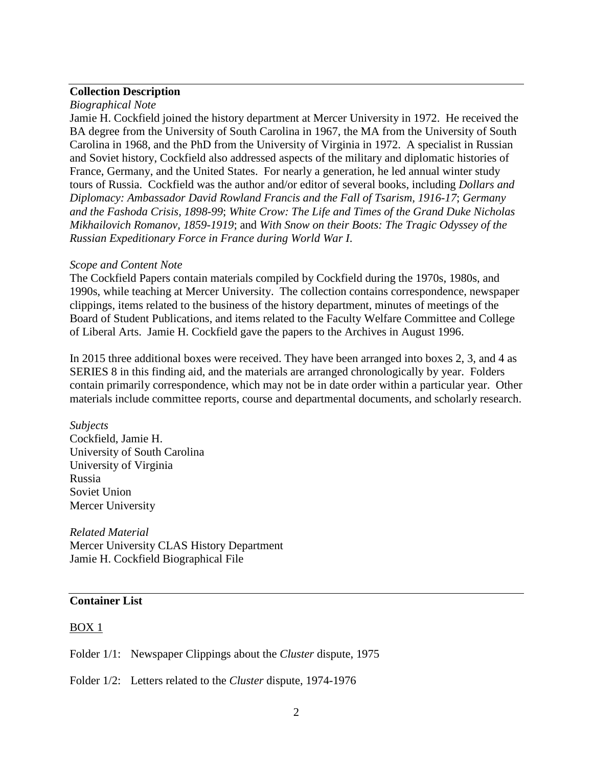## Collection Description

*Biographical Note*

Jamie H. Cockfield joined the history department at Mercer University in 1972. He received the BA degree from the University of South Carolina in 1967, the MA from the University of South Carolina in 1968, and the PhD from the University of Virginia in 1972. A specialist in Russian and Soviet history, Cockfield also addressed aspects of the military and diplomatic histories of France, Germany, and the United States. For nearly a generation, he led annual winter study tours of Russia. Cockfield was the author and/or editor of several books, including *Dollars and Diplomacy: Ambassador David Rowland Francis and the Fall of Tsarism, 1916-17*; *Germany and the Fashoda Crisis, 1898-99*; *White Crow: The Life and Times of the Grand Duke Nicholas Mikhailovich Romanov, 1859-1919*; and *With Snow on their Boots: The Tragic Odyssey of the Russian Expeditionary Force in France during World War I*.

*Scope and Content Note*

The Cockfield Papers contain materials compiled by Cockfield during the 1970s, 1980s, and 1990s, while teaching at Mercer University. The collection contains correspondence, newspaper clippings, items related to the business of the history department, minutes of meetings of the Board of Student Publications, and items related to the Faculty Welfare Committee and College of Liberal Arts. Jamie H. Cockfield gave the papers to the Archives in August 1996.

In 2015 three additional boxes were received. They have been arranged into boxes 2, 3, and 4 as SERIES 8 in this finding aid, and the materials are arranged chronologically by year. Folders contain primarily correspondence, which may not be in date order within a particular year. Other materials include committee reports, course and departmental documents, and scholarly research.

*Subjects*

Cockfield, Jamie H.
University of South Carolina
University of Virginia
Russia
Soviet Union
Mercer University

*Related Material*

Mercer University CLAS History Department
Jamie H. Cockfield Biographical File

## Container List

BOX 1

Folder 1/1: Newspaper Clippings about the *Cluster* dispute, 1975

Folder 1/2: Letters related to the *Cluster* dispute, 1974-1976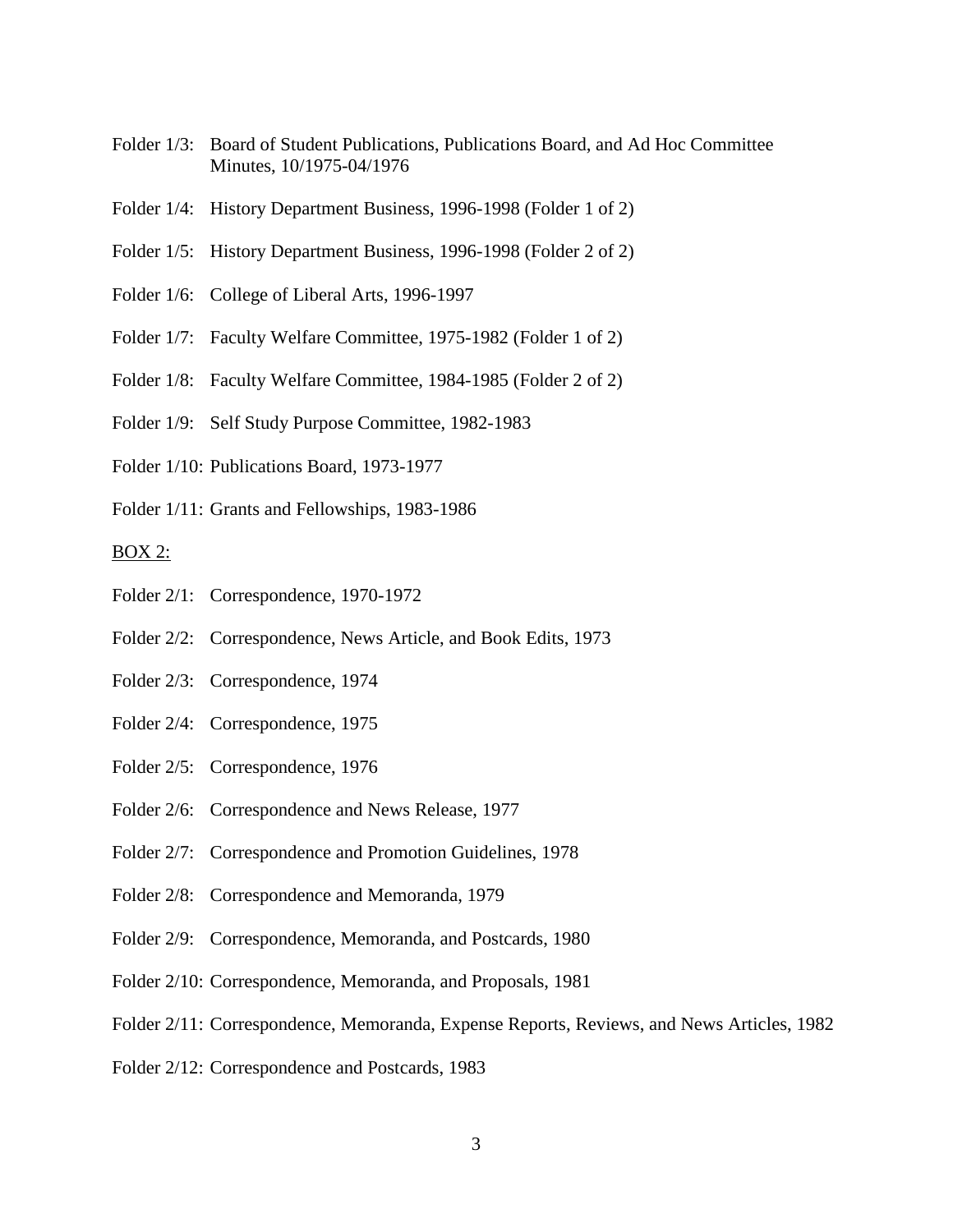Folder 1/3: Board of Student Publications, Publications Board, and Ad Hoc Committee Minutes, 10/1975-04/1976

Folder 1/4: History Department Business, 1996-1998 (Folder 1 of 2)

Folder 1/5: History Department Business, 1996-1998 (Folder 2 of 2)

Folder 1/6: College of Liberal Arts, 1996-1997

Folder 1/7: Faculty Welfare Committee, 1975-1982 (Folder 1 of 2)

Folder 1/8: Faculty Welfare Committee, 1984-1985 (Folder 2 of 2)

Folder 1/9: Self Study Purpose Committee, 1982-1983

Folder 1/10: Publications Board, 1973-1977

Folder 1/11: Grants and Fellowships, 1983-1986

<u>BOX 2:</u>

Folder 2/1: Correspondence, 1970-1972

Folder 2/2: Correspondence, News Article, and Book Edits, 1973

Folder 2/3: Correspondence, 1974

Folder 2/4: Correspondence, 1975

Folder 2/5: Correspondence, 1976

Folder 2/6: Correspondence and News Release, 1977

Folder 2/7: Correspondence and Promotion Guidelines, 1978

Folder 2/8: Correspondence and Memoranda, 1979

Folder 2/9: Correspondence, Memoranda, and Postcards, 1980

Folder 2/10: Correspondence, Memoranda, and Proposals, 1981

Folder 2/11: Correspondence, Memoranda, Expense Reports, Reviews, and News Articles, 1982

Folder 2/12: Correspondence and Postcards, 1983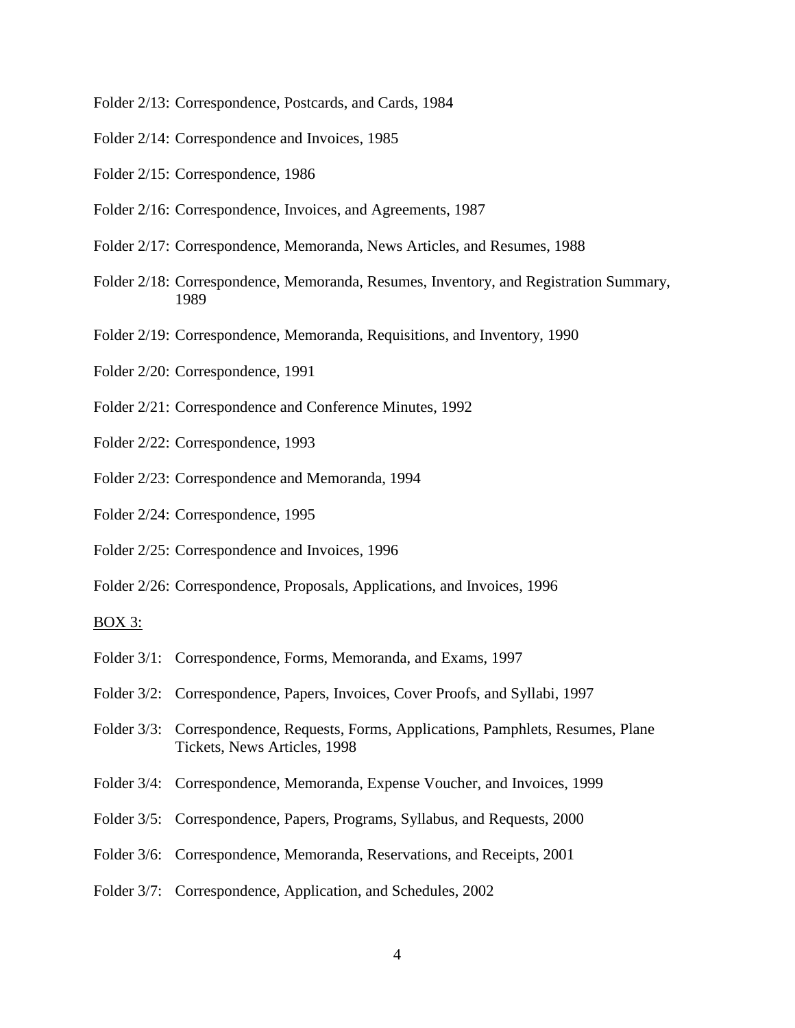Folder 2/13: Correspondence, Postcards, and Cards, 1984

Folder 2/14: Correspondence and Invoices, 1985

Folder 2/15: Correspondence, 1986

Folder 2/16: Correspondence, Invoices, and Agreements, 1987

Folder 2/17: Correspondence, Memoranda, News Articles, and Resumes, 1988

Folder 2/18: Correspondence, Memoranda, Resumes, Inventory, and Registration Summary, 1989

Folder 2/19: Correspondence, Memoranda, Requisitions, and Inventory, 1990

Folder 2/20: Correspondence, 1991

Folder 2/21: Correspondence and Conference Minutes, 1992

Folder 2/22: Correspondence, 1993

Folder 2/23: Correspondence and Memoranda, 1994

Folder 2/24: Correspondence, 1995

Folder 2/25: Correspondence and Invoices, 1996

Folder 2/26: Correspondence, Proposals, Applications, and Invoices, 1996

<u>BOX 3:</u>

Folder 3/1: Correspondence, Forms, Memoranda, and Exams, 1997

Folder 3/2: Correspondence, Papers, Invoices, Cover Proofs, and Syllabi, 1997

Folder 3/3: Correspondence, Requests, Forms, Applications, Pamphlets, Resumes, Plane Tickets, News Articles, 1998

Folder 3/4: Correspondence, Memoranda, Expense Voucher, and Invoices, 1999

Folder 3/5: Correspondence, Papers, Programs, Syllabus, and Requests, 2000

Folder 3/6: Correspondence, Memoranda, Reservations, and Receipts, 2001

Folder 3/7: Correspondence, Application, and Schedules, 2002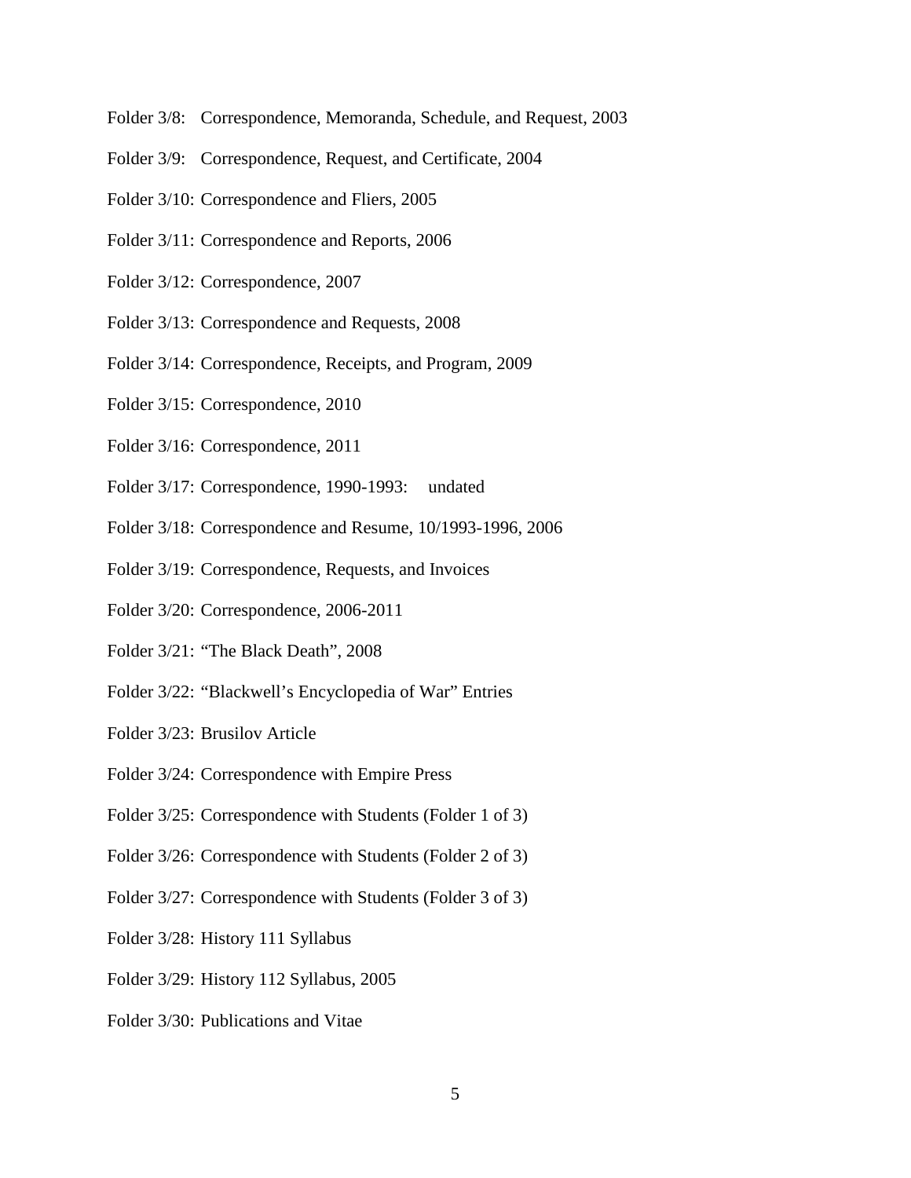Folder 3/8: Correspondence, Memoranda, Schedule, and Request, 2003

Folder 3/9: Correspondence, Request, and Certificate, 2004

Folder 3/10: Correspondence and Fliers, 2005

Folder 3/11: Correspondence and Reports, 2006

Folder 3/12: Correspondence, 2007

Folder 3/13: Correspondence and Requests, 2008

Folder 3/14: Correspondence, Receipts, and Program, 2009

Folder 3/15: Correspondence, 2010

Folder 3/16: Correspondence, 2011

Folder 3/17: Correspondence, 1990-1993: undated

Folder 3/18: Correspondence and Resume, 10/1993-1996, 2006

Folder 3/19: Correspondence, Requests, and Invoices

Folder 3/20: Correspondence, 2006-2011

Folder 3/21: "The Black Death", 2008

Folder 3/22: "Blackwell's Encyclopedia of War" Entries

Folder 3/23: Brusilov Article

Folder 3/24: Correspondence with Empire Press

Folder 3/25: Correspondence with Students (Folder 1 of 3)

Folder 3/26: Correspondence with Students (Folder 2 of 3)

Folder 3/27: Correspondence with Students (Folder 3 of 3)

Folder 3/28: History 111 Syllabus

Folder 3/29: History 112 Syllabus, 2005

Folder 3/30: Publications and Vitae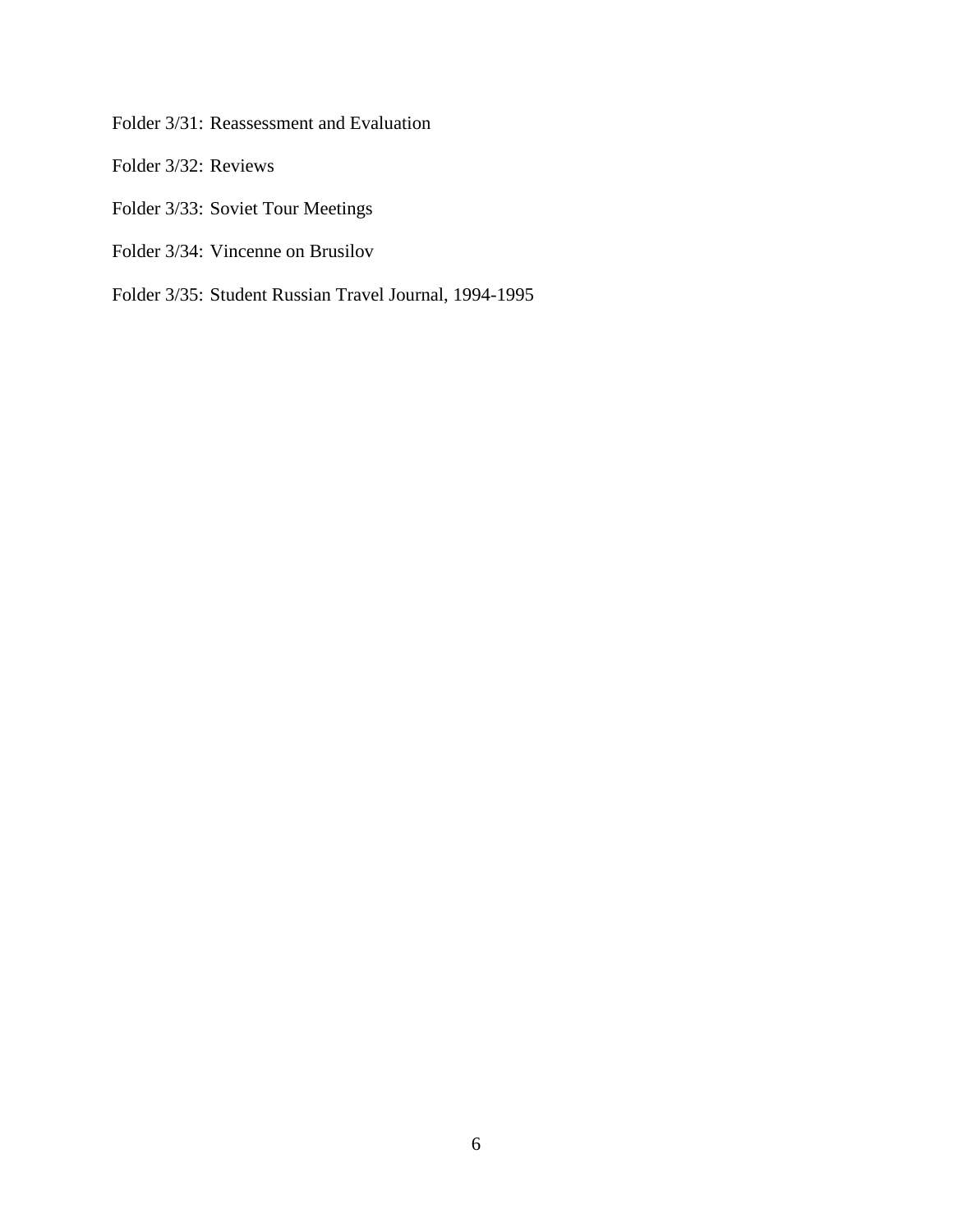Folder 3/31: Reassessment and Evaluation

Folder 3/32: Reviews

Folder 3/33: Soviet Tour Meetings

Folder 3/34: Vincenne on Brusilov

Folder 3/35: Student Russian Travel Journal, 1994-1995